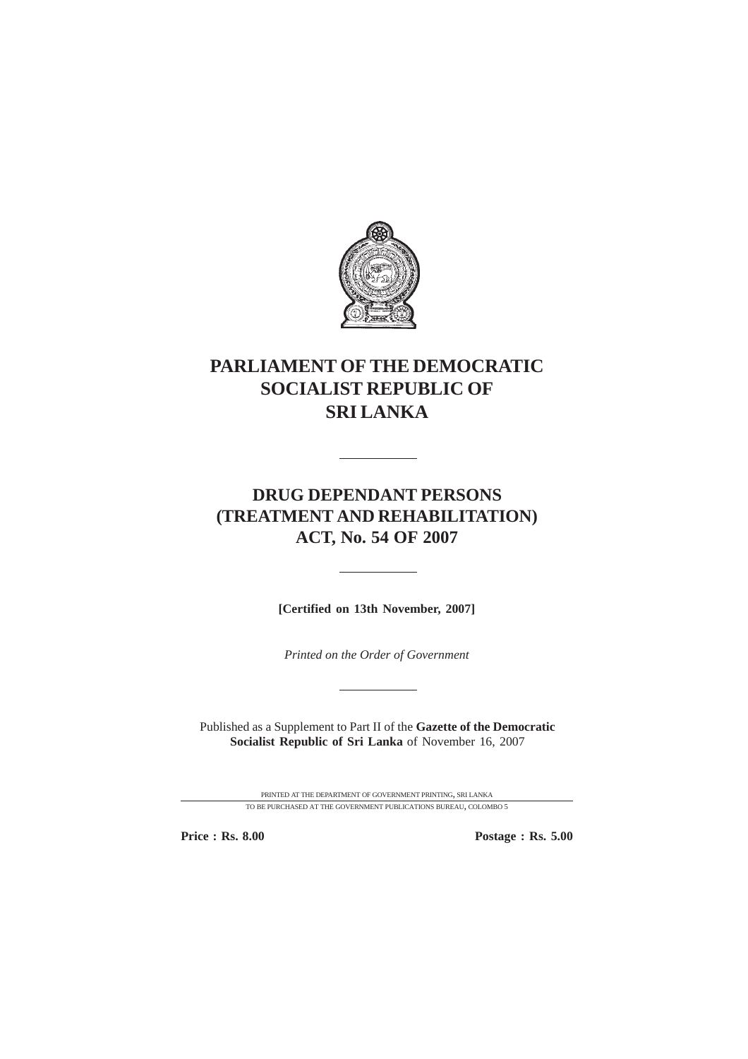# PARLIAMENT OF THE DEMOCRATIC SOCIALIST REPUBLIC OF SRI LANKA

---

# DRUG DEPENDANT PERSONS (TREATMENT AND REHABILITATION) ACT, No. 54 OF 2007

---

**[Certified on 13th November, 2007]**

*Printed on the Order of Government*

---

Published as a Supplement to Part II of the **Gazette of the Democratic Socialist Republic of Sri Lanka** of November 16, 2007

PRINTED AT THE DEPARTMENT OF GOVERNMENT PRINTING, SRI LANKA

TO BE PURCHASED AT THE GOVERNMENT PUBLICATIONS BUREAU, COLOMBO 5

**Price : Rs. 8.00** **Postage : Rs. 5.00**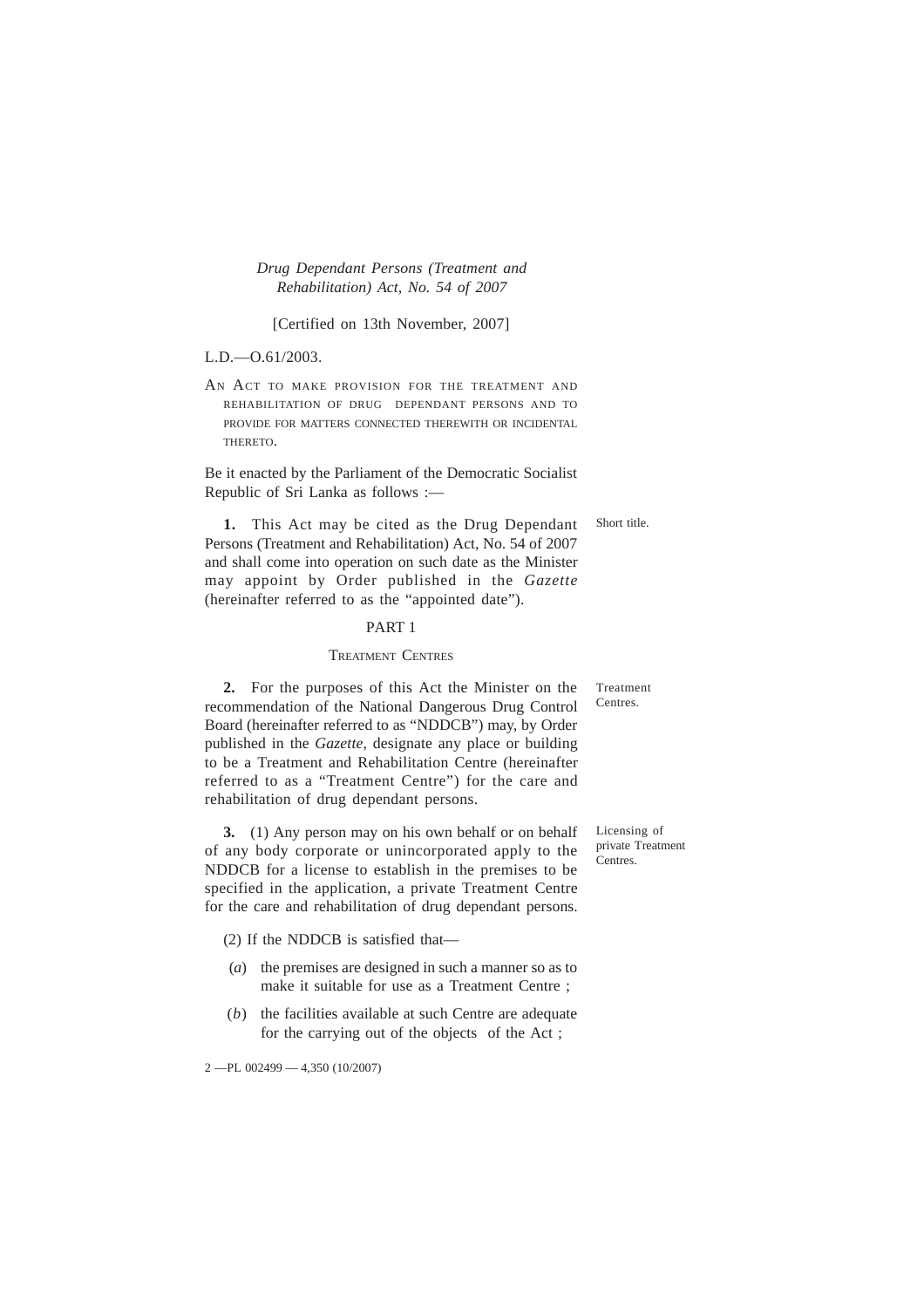*Drug Dependant Persons (Treatment and Rehabilitation) Act, No. 54 of 2007*

[Certified on 13th November, 2007]

L.D.—O.61/2003.

AN ACT TO MAKE PROVISION FOR THE TREATMENT AND REHABILITATION OF DRUG DEPENDANT PERSONS AND TO PROVIDE FOR MATTERS CONNECTED THEREWITH OR INCIDENTAL THERETO.

Be it enacted by the Parliament of the Democratic Socialist Republic of Sri Lanka as follows :—

Short title.

**1.** This Act may be cited as the Drug Dependant Persons (Treatment and Rehabilitation) Act, No. 54 of 2007 and shall come into operation on such date as the Minister may appoint by Order published in the *Gazette* (hereinafter referred to as the "appointed date").

## PART 1

### TREATMENT CENTRES

Treatment Centres.

**2.** For the purposes of this Act the Minister on the recommendation of the National Dangerous Drug Control Board (hereinafter referred to as "NDDCB") may, by Order published in the *Gazette*, designate any place or building to be a Treatment and Rehabilitation Centre (hereinafter referred to as a "Treatment Centre") for the care and rehabilitation of drug dependant persons.

Licensing of private Treatment Centres.

**3.** (1) Any person may on his own behalf or on behalf of any body corporate or unincorporated apply to the NDDCB for a license to establish in the premises to be specified in the application, a private Treatment Centre for the care and rehabilitation of drug dependant persons.

(2) If the NDDCB is satisfied that—

(*a*) the premises are designed in such a manner so as to make it suitable for use as a Treatment Centre ;

(*b*) the facilities available at such Centre are adequate for the carrying out of the objects of the Act ;

2 —PL 002499 — 4,350 (10/2007)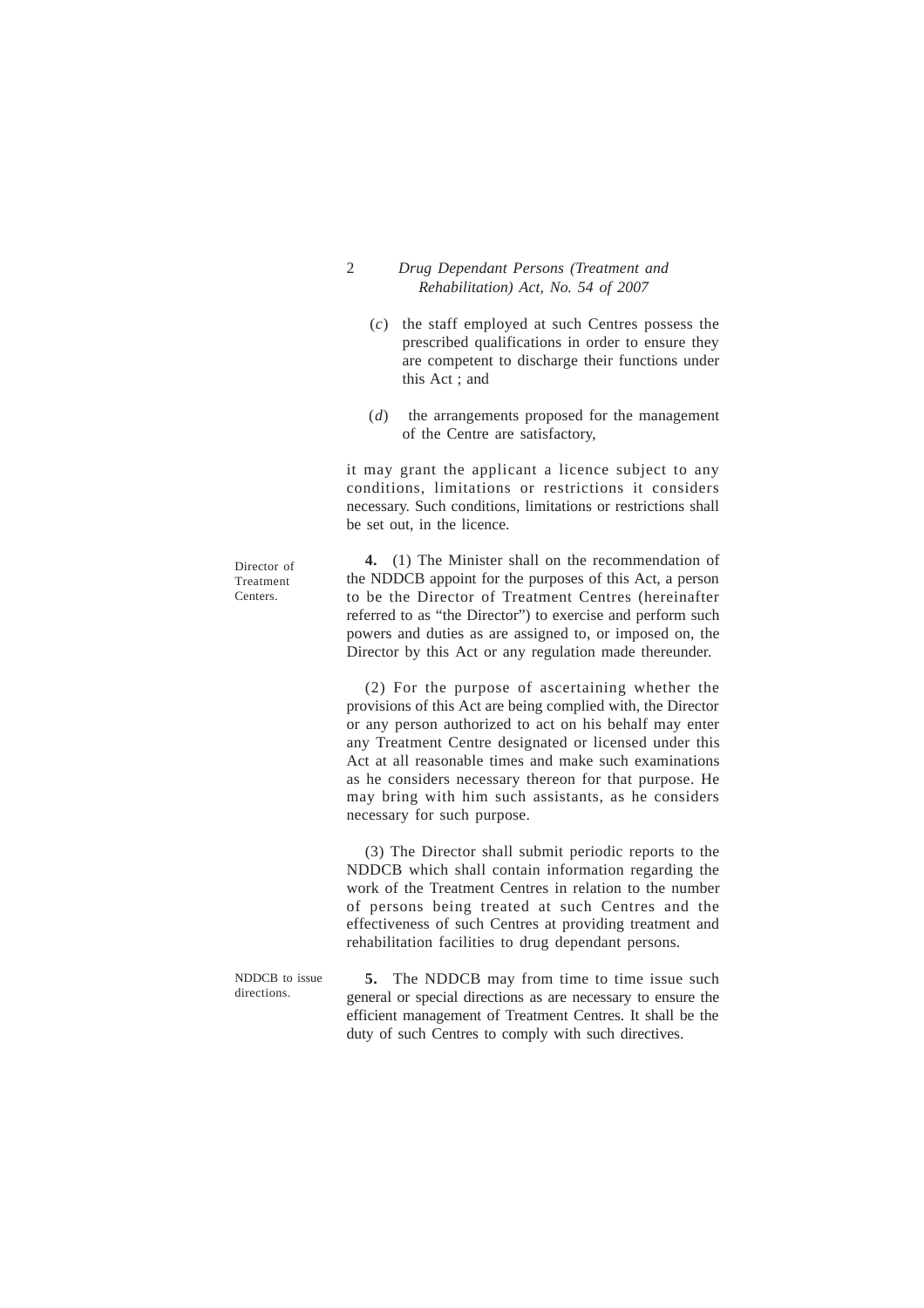(*c*) the staff employed at such Centres possess the prescribed qualifications in order to ensure they are competent to discharge their functions under this Act ; and

(*d*) the arrangements proposed for the management of the Centre are satisfactory,

it may grant the applicant a licence subject to any conditions, limitations or restrictions it considers necessary. Such conditions, limitations or restrictions shall be set out, in the licence.

Director of Treatment Centers.

**4.** (1) The Minister shall on the recommendation of the NDDCB appoint for the purposes of this Act, a person to be the Director of Treatment Centres (hereinafter referred to as "the Director") to exercise and perform such powers and duties as are assigned to, or imposed on, the Director by this Act or any regulation made thereunder.

(2) For the purpose of ascertaining whether the provisions of this Act are being complied with, the Director or any person authorized to act on his behalf may enter any Treatment Centre designated or licensed under this Act at all reasonable times and make such examinations as he considers necessary thereon for that purpose. He may bring with him such assistants, as he considers necessary for such purpose.

(3) The Director shall submit periodic reports to the NDDCB which shall contain information regarding the work of the Treatment Centres in relation to the number of persons being treated at such Centres and the effectiveness of such Centres at providing treatment and rehabilitation facilities to drug dependant persons.

NDDCB to issue directions.

**5.** The NDDCB may from time to time issue such general or special directions as are necessary to ensure the efficient management of Treatment Centres. It shall be the duty of such Centres to comply with such directives.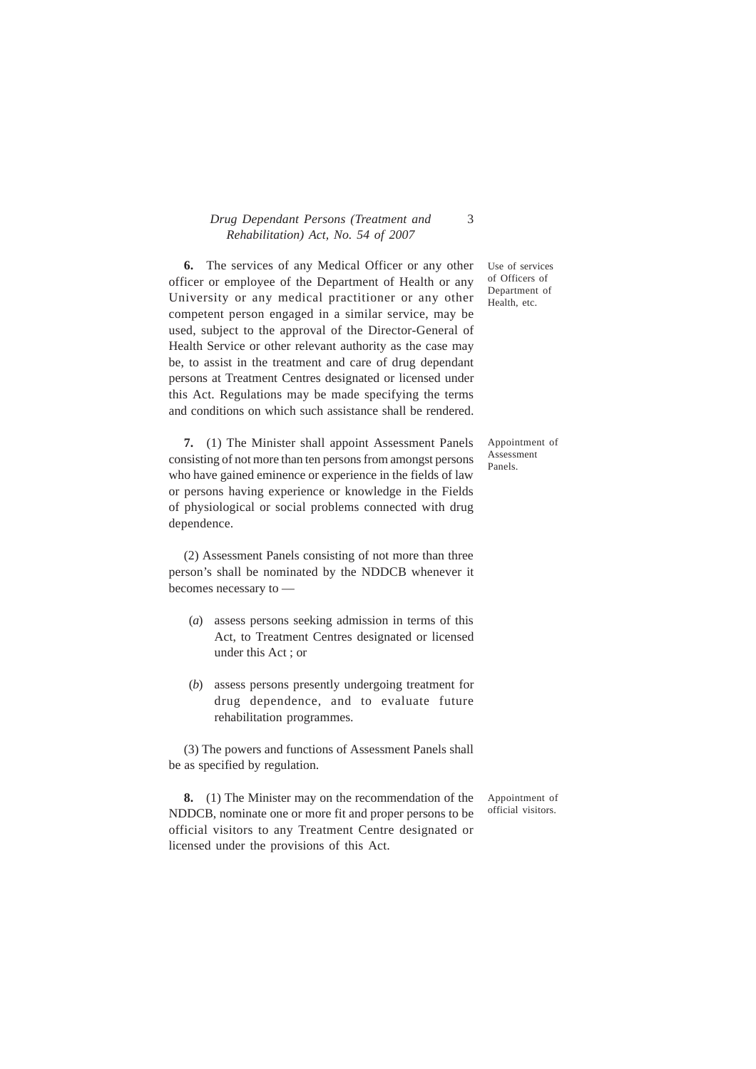**6.** The services of any Medical Officer or any other officer or employee of the Department of Health or any University or any medical practitioner or any other competent person engaged in a similar service, may be used, subject to the approval of the Director-General of Health Service or other relevant authority as the case may be, to assist in the treatment and care of drug dependant persons at Treatment Centres designated or licensed under this Act. Regulations may be made specifying the terms and conditions on which such assistance shall be rendered.

*Use of services of Officers of Department of Health, etc.*

**7.** (1) The Minister shall appoint Assessment Panels consisting of not more than ten persons from amongst persons who have gained eminence or experience in the fields of law or persons having experience or knowledge in the Fields of physiological or social problems connected with drug dependence.

*Appointment of Assessment Panels.*

(2) Assessment Panels consisting of not more than three person's shall be nominated by the NDDCB whenever it becomes necessary to —

(*a*) assess persons seeking admission in terms of this Act, to Treatment Centres designated or licensed under this Act ; or

(*b*) assess persons presently undergoing treatment for drug dependence, and to evaluate future rehabilitation programmes.

(3) The powers and functions of Assessment Panels shall be as specified by regulation.

**8.** (1) The Minister may on the recommendation of the NDDCB, nominate one or more fit and proper persons to be official visitors to any Treatment Centre designated or licensed under the provisions of this Act.

*Appointment of official visitors.*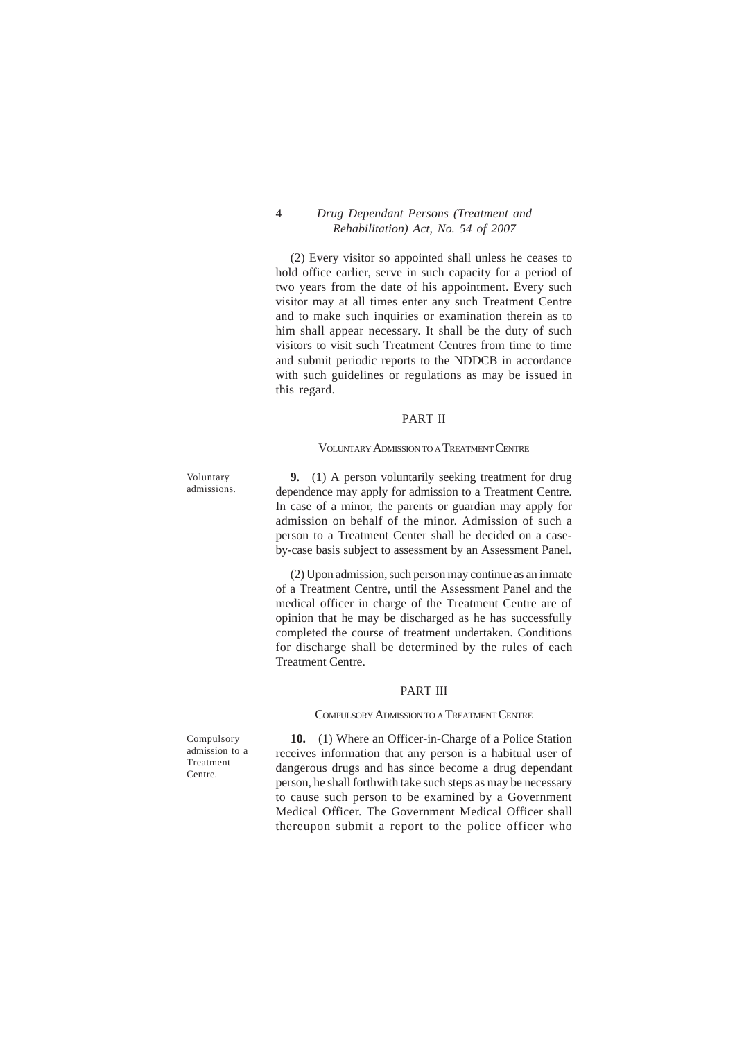(2) Every visitor so appointed shall unless he ceases to hold office earlier, serve in such capacity for a period of two years from the date of his appointment. Every such visitor may at all times enter any such Treatment Centre and to make such inquiries or examination therein as to him shall appear necessary. It shall be the duty of such visitors to visit such Treatment Centres from time to time and submit periodic reports to the NDDCB in accordance with such guidelines or regulations as may be issued in this regard.

## PART II

### VOLUNTARY ADMISSION TO A TREATMENT CENTRE

*Voluntary admissions.*

**9.** (1) A person voluntarily seeking treatment for drug dependence may apply for admission to a Treatment Centre. In case of a minor, the parents or guardian may apply for admission on behalf of the minor. Admission of such a person to a Treatment Center shall be decided on a case-by-case basis subject to assessment by an Assessment Panel.

(2) Upon admission, such person may continue as an inmate of a Treatment Centre, until the Assessment Panel and the medical officer in charge of the Treatment Centre are of opinion that he may be discharged as he has successfully completed the course of treatment undertaken. Conditions for discharge shall be determined by the rules of each Treatment Centre.

## PART III

### COMPULSORY ADMISSION TO A TREATMENT CENTRE

*Compulsory admission to a Treatment Centre.*

**10.** (1) Where an Officer-in-Charge of a Police Station receives information that any person is a habitual user of dangerous drugs and has since become a drug dependant person, he shall forthwith take such steps as may be necessary to cause such person to be examined by a Government Medical Officer. The Government Medical Officer shall thereupon submit a report to the police officer who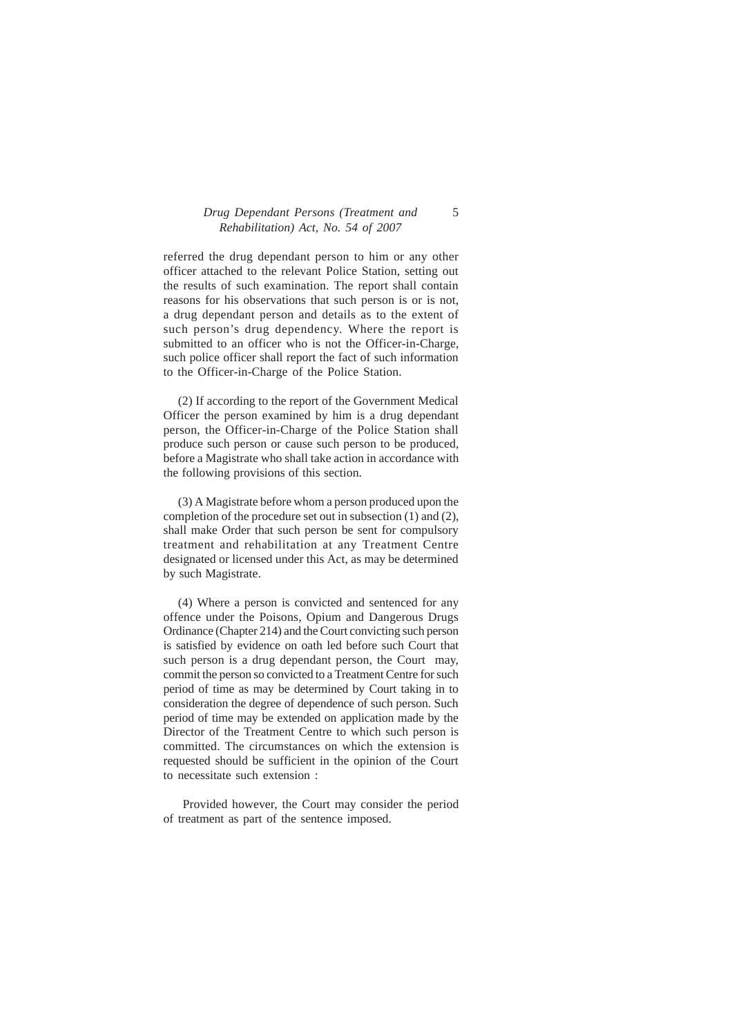referred the drug dependant person to him or any other officer attached to the relevant Police Station, setting out the results of such examination. The report shall contain reasons for his observations that such person is or is not, a drug dependant person and details as to the extent of such person's drug dependency. Where the report is submitted to an officer who is not the Officer-in-Charge, such police officer shall report the fact of such information to the Officer-in-Charge of the Police Station.

(2) If according to the report of the Government Medical Officer the person examined by him is a drug dependant person, the Officer-in-Charge of the Police Station shall produce such person or cause such person to be produced, before a Magistrate who shall take action in accordance with the following provisions of this section.

(3) A Magistrate before whom a person produced upon the completion of the procedure set out in subsection (1) and (2), shall make Order that such person be sent for compulsory treatment and rehabilitation at any Treatment Centre designated or licensed under this Act, as may be determined by such Magistrate.

(4) Where a person is convicted and sentenced for any offence under the Poisons, Opium and Dangerous Drugs Ordinance (Chapter 214) and the Court convicting such person is satisfied by evidence on oath led before such Court that such person is a drug dependant person, the Court may, commit the person so convicted to a Treatment Centre for such period of time as may be determined by Court taking in to consideration the degree of dependence of such person. Such period of time may be extended on application made by the Director of the Treatment Centre to which such person is committed. The circumstances on which the extension is requested should be sufficient in the opinion of the Court to necessitate such extension :

Provided however, the Court may consider the period of treatment as part of the sentence imposed.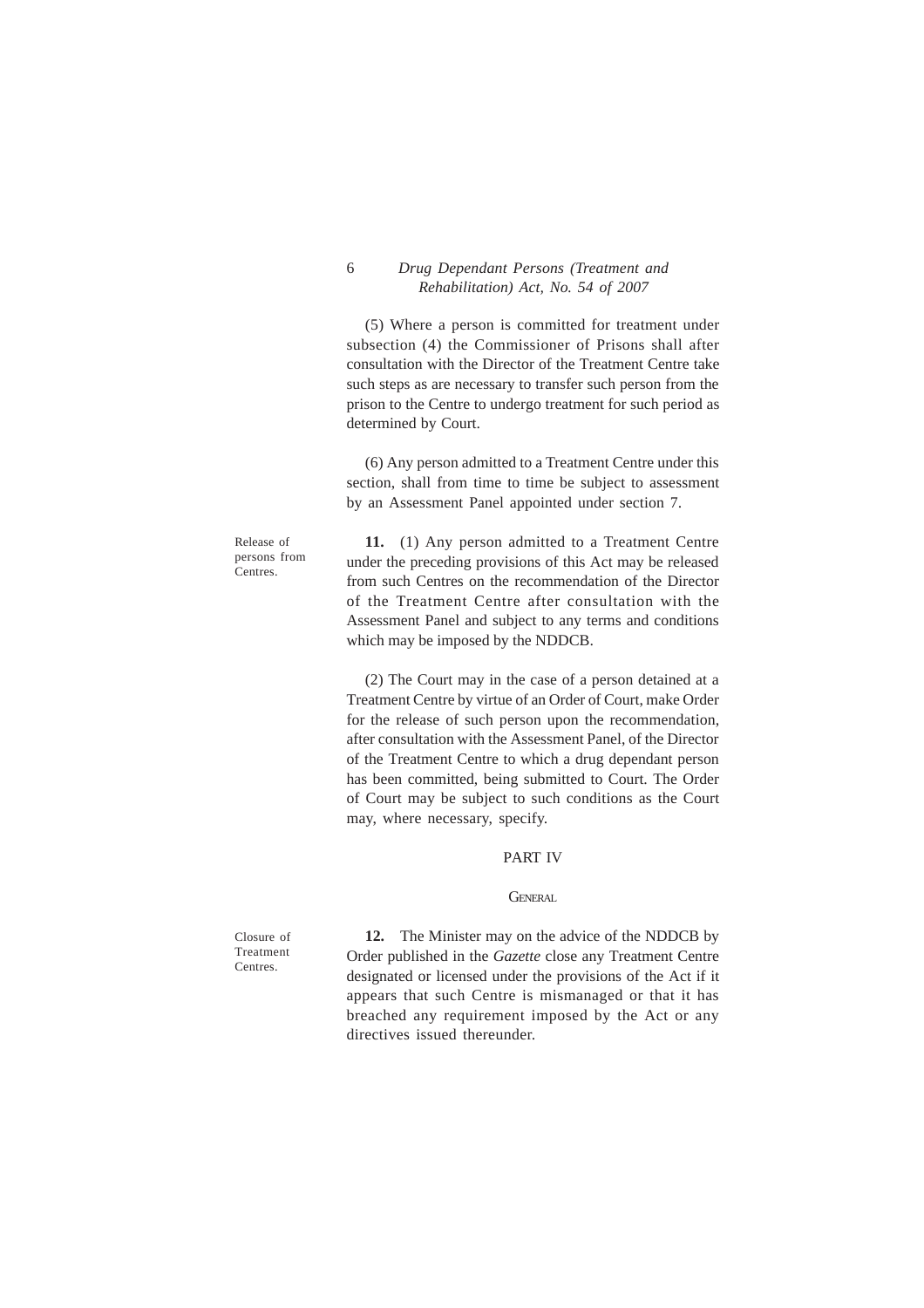(5) Where a person is committed for treatment under subsection (4) the Commissioner of Prisons shall after consultation with the Director of the Treatment Centre take such steps as are necessary to transfer such person from the prison to the Centre to undergo treatment for such period as determined by Court.

(6) Any person admitted to a Treatment Centre under this section, shall from time to time be subject to assessment by an Assessment Panel appointed under section 7.

Release of persons from Centres.

**11.** (1) Any person admitted to a Treatment Centre under the preceding provisions of this Act may be released from such Centres on the recommendation of the Director of the Treatment Centre after consultation with the Assessment Panel and subject to any terms and conditions which may be imposed by the NDDCB.

(2) The Court may in the case of a person detained at a Treatment Centre by virtue of an Order of Court, make Order for the release of such person upon the recommendation, after consultation with the Assessment Panel, of the Director of the Treatment Centre to which a drug dependant person has been committed, being submitted to Court. The Order of Court may be subject to such conditions as the Court may, where necessary, specify.

## PART IV

### General

Closure of Treatment Centres.

**12.** The Minister may on the advice of the NDDCB by Order published in the *Gazette* close any Treatment Centre designated or licensed under the provisions of the Act if it appears that such Centre is mismanaged or that it has breached any requirement imposed by the Act or any directives issued thereunder.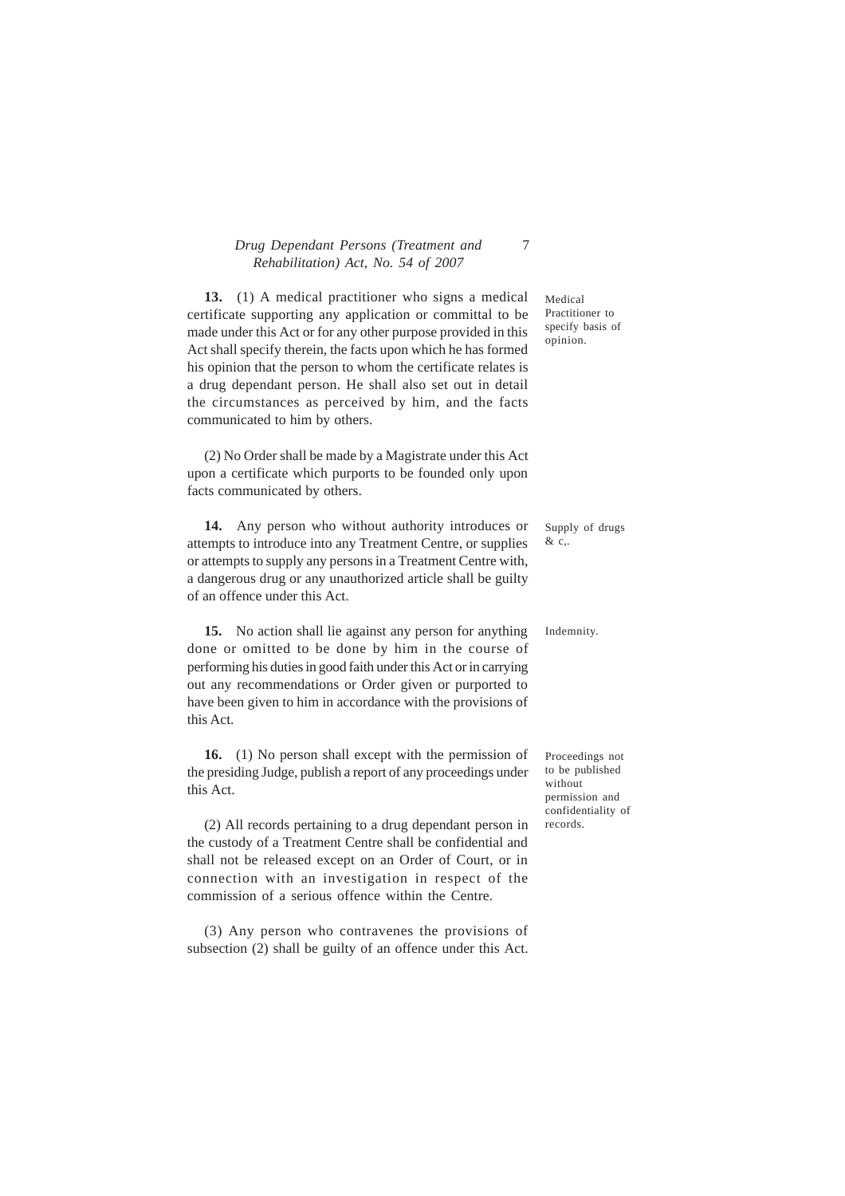**13.** (1) A medical practitioner who signs a medical certificate supporting any application or committal to be made under this Act or for any other purpose provided in this Act shall specify therein, the facts upon which he has formed his opinion that the person to whom the certificate relates is a drug dependant person. He shall also set out in detail the circumstances as perceived by him, and the facts communicated to him by others.

Medical Practitioner to specify basis of opinion.

(2) No Order shall be made by a Magistrate under this Act upon a certificate which purports to be founded only upon facts communicated by others.

**14.** Any person who without authority introduces or attempts to introduce into any Treatment Centre, or supplies or attempts to supply any persons in a Treatment Centre with, a dangerous drug or any unauthorized article shall be guilty of an offence under this Act.

Supply of drugs & c,.

**15.** No action shall lie against any person for anything done or omitted to be done by him in the course of performing his duties in good faith under this Act or in carrying out any recommendations or Order given or purported to have been given to him in accordance with the provisions of this Act.

Indemnity.

**16.** (1) No person shall except with the permission of the presiding Judge, publish a report of any proceedings under this Act.

Proceedings not to be published without permission and confidentiality of records.

(2) All records pertaining to a drug dependant person in the custody of a Treatment Centre shall be confidential and shall not be released except on an Order of Court, or in connection with an investigation in respect of the commission of a serious offence within the Centre.

(3) Any person who contravenes the provisions of subsection (2) shall be guilty of an offence under this Act.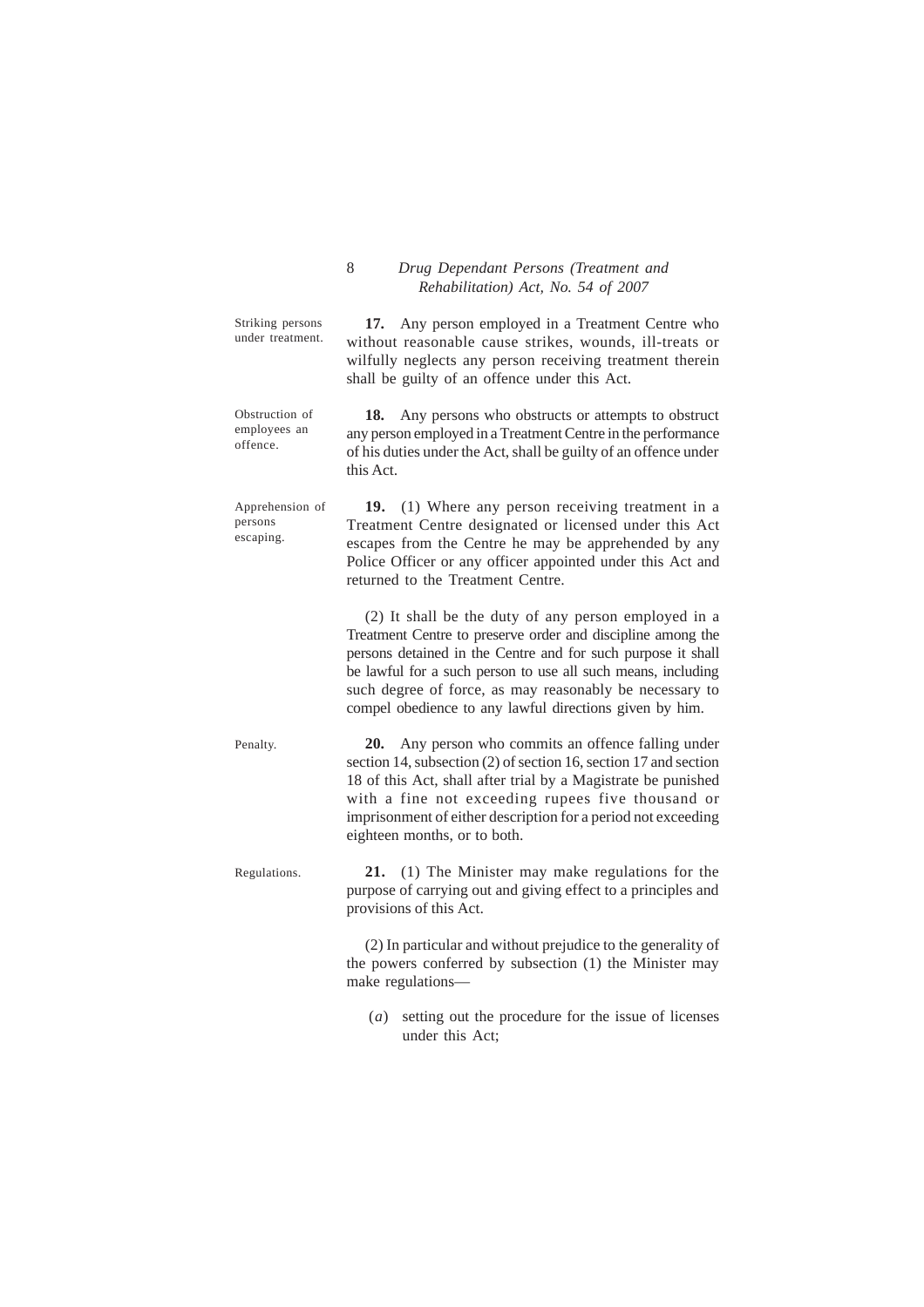Striking persons under treatment.

**17.** Any person employed in a Treatment Centre who without reasonable cause strikes, wounds, ill-treats or wilfully neglects any person receiving treatment therein shall be guilty of an offence under this Act.

Obstruction of employees an offence.

**18.** Any persons who obstructs or attempts to obstruct any person employed in a Treatment Centre in the performance of his duties under the Act, shall be guilty of an offence under this Act.

Apprehension of persons escaping.

**19.** (1) Where any person receiving treatment in a Treatment Centre designated or licensed under this Act escapes from the Centre he may be apprehended by any Police Officer or any officer appointed under this Act and returned to the Treatment Centre.

(2) It shall be the duty of any person employed in a Treatment Centre to preserve order and discipline among the persons detained in the Centre and for such purpose it shall be lawful for a such person to use all such means, including such degree of force, as may reasonably be necessary to compel obedience to any lawful directions given by him.

Penalty.

**20.** Any person who commits an offence falling under section 14, subsection (2) of section 16, section 17 and section 18 of this Act, shall after trial by a Magistrate be punished with a fine not exceeding rupees five thousand or imprisonment of either description for a period not exceeding eighteen months, or to both.

Regulations.

**21.** (1) The Minister may make regulations for the purpose of carrying out and giving effect to a principles and provisions of this Act.

(2) In particular and without prejudice to the generality of the powers conferred by subsection (1) the Minister may make regulations—

(*a*) setting out the procedure for the issue of licenses under this Act;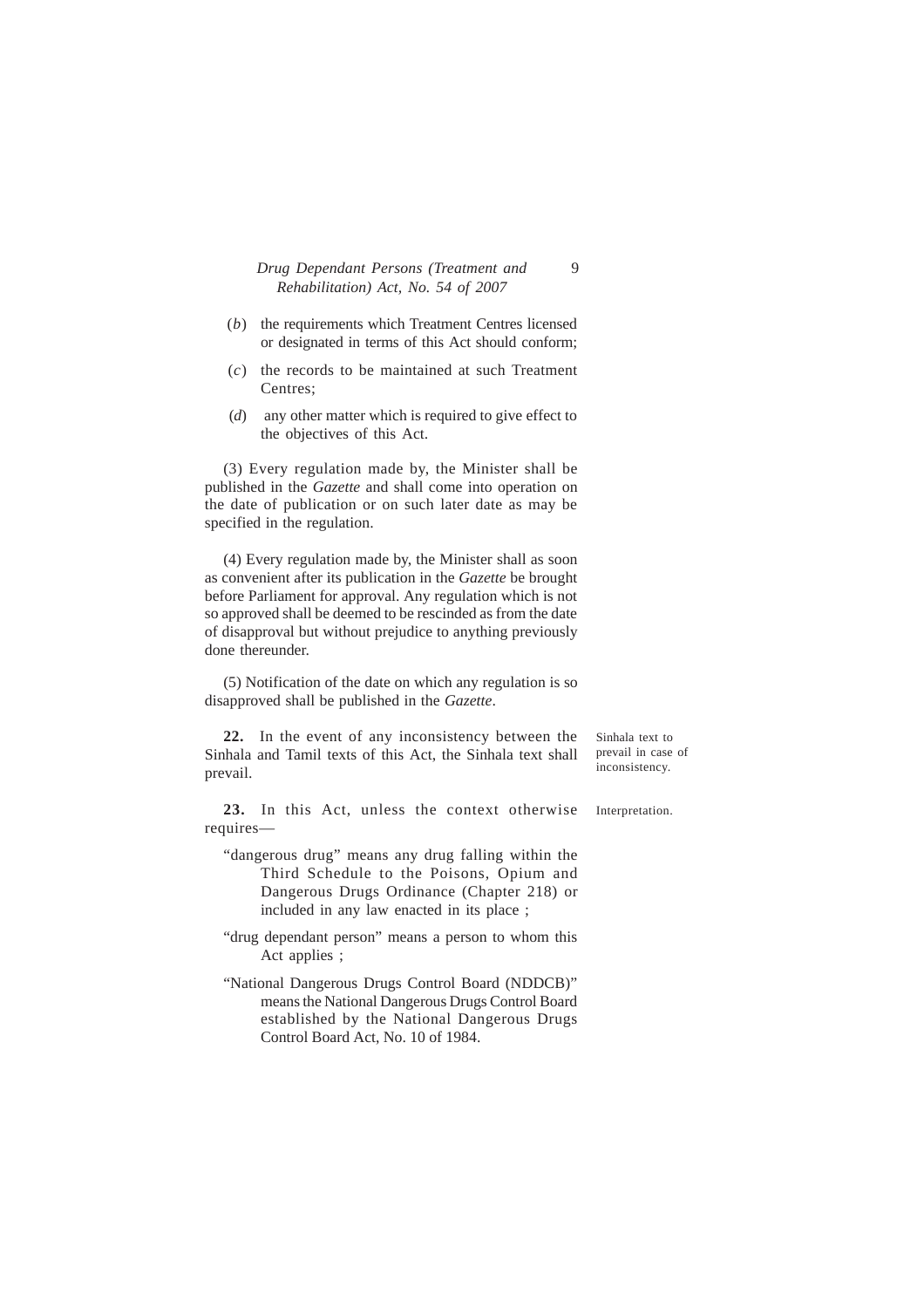(*b*) the requirements which Treatment Centres licensed or designated in terms of this Act should conform;

(*c*) the records to be maintained at such Treatment Centres;

(*d*) any other matter which is required to give effect to the objectives of this Act.

(3) Every regulation made by, the Minister shall be published in the *Gazette* and shall come into operation on the date of publication or on such later date as may be specified in the regulation.

(4) Every regulation made by, the Minister shall as soon as convenient after its publication in the *Gazette* be brought before Parliament for approval. Any regulation which is not so approved shall be deemed to be rescinded as from the date of disapproval but without prejudice to anything previously done thereunder.

(5) Notification of the date on which any regulation is so disapproved shall be published in the *Gazette*.

Sinhala text to prevail in case of inconsistency.

**22.** In the event of any inconsistency between the Sinhala and Tamil texts of this Act, the Sinhala text shall prevail.

Interpretation.

**23.** In this Act, unless the context otherwise requires—

"dangerous drug" means any drug falling within the Third Schedule to the Poisons, Opium and Dangerous Drugs Ordinance (Chapter 218) or included in any law enacted in its place ;

"drug dependant person" means a person to whom this Act applies ;

"National Dangerous Drugs Control Board (NDDCB)" means the National Dangerous Drugs Control Board established by the National Dangerous Drugs Control Board Act, No. 10 of 1984.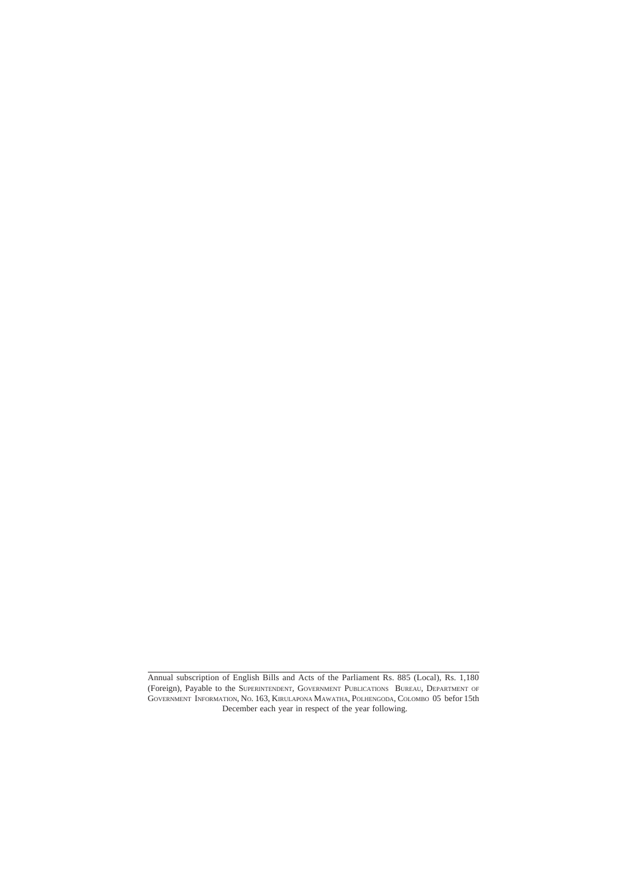Annual subscription of English Bills and Acts of the Parliament Rs. 885 (Local), Rs. 1,180 (Foreign), Payable to the SUPERINTENDENT, GOVERNMENT PUBLICATIONS BUREAU, DEPARTMENT OF GOVERNMENT INFORMATION, NO. 163, KIRULAPONA MAWATHA, POLHENGODA, COLOMBO 05 befor 15th December each year in respect of the year following.